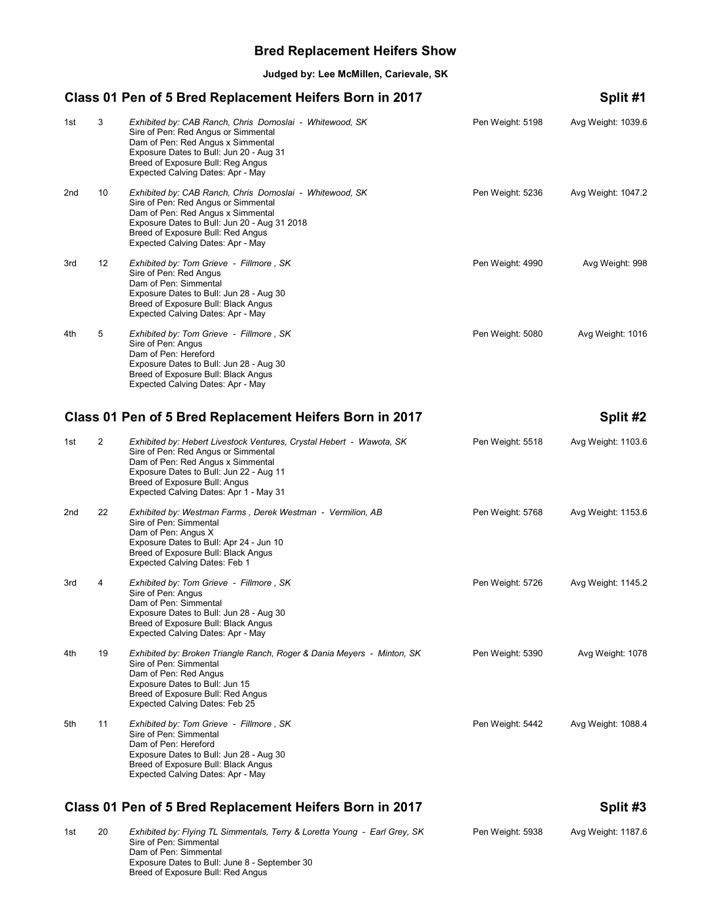# Bred Replacement Heifers Show

**Judged by: Lee McMillen, Carievale, SK**

## Class 01 Pen of 5 Bred Replacement Heifers Born in 2017 — Split #1

| Place | No. | Details | Pen Weight | Avg Weight |
|---|---|---|---|---|
| 1st | 3 | *Exhibited by: CAB Ranch, Chris Domoslai - Whitewood, SK*<br>Sire of Pen: Red Angus or Simmental<br>Dam of Pen: Red Angus x Simmental<br>Exposure Dates to Bull: Jun 20 - Aug 31<br>Breed of Exposure Bull: Reg Angus<br>Expected Calving Dates: Apr - May | Pen Weight: 5198 | Avg Weight: 1039.6 |
| 2nd | 10 | *Exhibited by: CAB Ranch, Chris Domoslai - Whitewood, SK*<br>Sire of Pen: Red Angus or Simmental<br>Dam of Pen: Red Angus x Simmental<br>Exposure Dates to Bull: Jun 20 - Aug 31 2018<br>Breed of Exposure Bull: Red Angus<br>Expected Calving Dates: Apr - May | Pen Weight: 5236 | Avg Weight: 1047.2 |
| 3rd | 12 | *Exhibited by: Tom Grieve - Fillmore , SK*<br>Sire of Pen: Red Angus<br>Dam of Pen: Simmental<br>Exposure Dates to Bull: Jun 28 - Aug 30<br>Breed of Exposure Bull: Black Angus<br>Expected Calving Dates: Apr - May | Pen Weight: 4990 | Avg Weight: 998 |
| 4th | 5 | *Exhibited by: Tom Grieve - Fillmore , SK*<br>Sire of Pen: Angus<br>Dam of Pen: Hereford<br>Exposure Dates to Bull: Jun 28 - Aug 30<br>Breed of Exposure Bull: Black Angus<br>Expected Calving Dates: Apr - May | Pen Weight: 5080 | Avg Weight: 1016 |

## Class 01 Pen of 5 Bred Replacement Heifers Born in 2017 — Split #2

| Place | No. | Details | Pen Weight | Avg Weight |
|---|---|---|---|---|
| 1st | 2 | *Exhibited by: Hebert Livestock Ventures, Crystal Hebert - Wawota, SK*<br>Sire of Pen: Red Angus or Simmental<br>Dam of Pen: Red Angus x Simmental<br>Exposure Dates to Bull: Jun 22 - Aug 11<br>Breed of Exposure Bull: Angus<br>Expected Calving Dates: Apr 1 - May 31 | Pen Weight: 5518 | Avg Weight: 1103.6 |
| 2nd | 22 | *Exhibited by: Westman Farms , Derek Westman - Vermilion, AB*<br>Sire of Pen: Simmental<br>Dam of Pen: Angus X<br>Exposure Dates to Bull: Apr 24 - Jun 10<br>Breed of Exposure Bull: Black Angus<br>Expected Calving Dates: Feb 1 | Pen Weight: 5768 | Avg Weight: 1153.6 |
| 3rd | 4 | *Exhibited by: Tom Grieve - Fillmore , SK*<br>Sire of Pen: Angus<br>Dam of Pen: Simmental<br>Exposure Dates to Bull: Jun 28 - Aug 30<br>Breed of Exposure Bull: Black Angus<br>Expected Calving Dates: Apr - May | Pen Weight: 5726 | Avg Weight: 1145.2 |
| 4th | 19 | *Exhibited by: Broken Triangle Ranch, Roger & Dania Meyers - Minton, SK*<br>Sire of Pen: Simmental<br>Dam of Pen: Red Angus<br>Exposure Dates to Bull: Jun 15<br>Breed of Exposure Bull: Red Angus<br>Expected Calving Dates: Feb 25 | Pen Weight: 5390 | Avg Weight: 1078 |
| 5th | 11 | *Exhibited by: Tom Grieve - Fillmore , SK*<br>Sire of Pen: Simmental<br>Dam of Pen: Hereford<br>Exposure Dates to Bull: Jun 28 - Aug 30<br>Breed of Exposure Bull: Black Angus<br>Expected Calving Dates: Apr - May | Pen Weight: 5442 | Avg Weight: 1088.4 |

## Class 01 Pen of 5 Bred Replacement Heifers Born in 2017 — Split #3

| Place | No. | Details | Pen Weight | Avg Weight |
|---|---|---|---|---|
| 1st | 20 | *Exhibited by: Flying TL Simmentals, Terry & Loretta Young - Earl Grey, SK*<br>Sire of Pen: Simmental<br>Dam of Pen: Simmental<br>Exposure Dates to Bull: June 8 - September 30<br>Breed of Exposure Bull: Red Angus | Pen Weight: 5938 | Avg Weight: 1187.6 |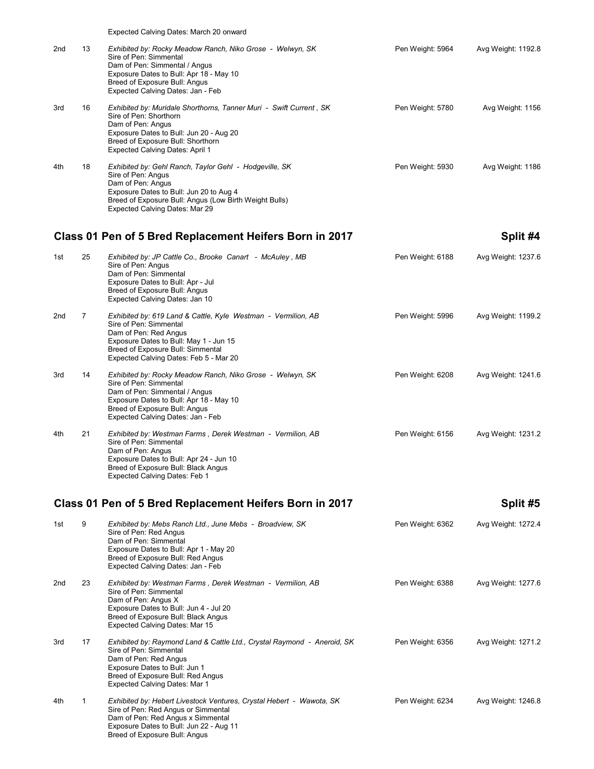Expected Calving Dates: March 20 onward

| Place | No. | Details | Pen Weight | Avg Weight |
|---|---|---|---|---|
| 2nd | 13 | *Exhibited by: Rocky Meadow Ranch, Niko Grose - Welwyn, SK*<br>Sire of Pen: Simmental<br>Dam of Pen: Simmental / Angus<br>Exposure Dates to Bull: Apr 18 - May 10<br>Breed of Exposure Bull: Angus<br>Expected Calving Dates: Jan - Feb | Pen Weight: 5964 | Avg Weight: 1192.8 |
| 3rd | 16 | *Exhibited by: Muridale Shorthorns, Tanner Muri - Swift Current , SK*<br>Sire of Pen: Shorthorn<br>Dam of Pen: Angus<br>Exposure Dates to Bull: Jun 20 - Aug 20<br>Breed of Exposure Bull: Shorthorn<br>Expected Calving Dates: April 1 | Pen Weight: 5780 | Avg Weight: 1156 |
| 4th | 18 | *Exhibited by: Gehl Ranch, Taylor Gehl - Hodgeville, SK*<br>Sire of Pen: Angus<br>Dam of Pen: Angus<br>Exposure Dates to Bull: Jun 20 to Aug 4<br>Breed of Exposure Bull: Angus (Low Birth Weight Bulls)<br>Expected Calving Dates: Mar 29 | Pen Weight: 5930 | Avg Weight: 1186 |

## Class 01 Pen of 5 Bred Replacement Heifers Born in 2017 — Split #4

| Place | No. | Details | Pen Weight | Avg Weight |
|---|---|---|---|---|
| 1st | 25 | *Exhibited by: JP Cattle Co., Brooke Canart - McAuley , MB*<br>Sire of Pen: Angus<br>Dam of Pen: Simmental<br>Exposure Dates to Bull: Apr - Jul<br>Breed of Exposure Bull: Angus<br>Expected Calving Dates: Jan 10 | Pen Weight: 6188 | Avg Weight: 1237.6 |
| 2nd | 7 | *Exhibited by: 619 Land & Cattle, Kyle Westman - Vermilion, AB*<br>Sire of Pen: Simmental<br>Dam of Pen: Red Angus<br>Exposure Dates to Bull: May 1 - Jun 15<br>Breed of Exposure Bull: Simmental<br>Expected Calving Dates: Feb 5 - Mar 20 | Pen Weight: 5996 | Avg Weight: 1199.2 |
| 3rd | 14 | *Exhibited by: Rocky Meadow Ranch, Niko Grose - Welwyn, SK*<br>Sire of Pen: Simmental<br>Dam of Pen: Simmental / Angus<br>Exposure Dates to Bull: Apr 18 - May 10<br>Breed of Exposure Bull: Angus<br>Expected Calving Dates: Jan - Feb | Pen Weight: 6208 | Avg Weight: 1241.6 |
| 4th | 21 | *Exhibited by: Westman Farms , Derek Westman - Vermilion, AB*<br>Sire of Pen: Simmental<br>Dam of Pen: Angus<br>Exposure Dates to Bull: Apr 24 - Jun 10<br>Breed of Exposure Bull: Black Angus<br>Expected Calving Dates: Feb 1 | Pen Weight: 6156 | Avg Weight: 1231.2 |

## Class 01 Pen of 5 Bred Replacement Heifers Born in 2017 — Split #5

| Place | No. | Details | Pen Weight | Avg Weight |
|---|---|---|---|---|
| 1st | 9 | *Exhibited by: Mebs Ranch Ltd., June Mebs - Broadview, SK*<br>Sire of Pen: Red Angus<br>Dam of Pen: Simmental<br>Exposure Dates to Bull: Apr 1 - May 20<br>Breed of Exposure Bull: Red Angus<br>Expected Calving Dates: Jan - Feb | Pen Weight: 6362 | Avg Weight: 1272.4 |
| 2nd | 23 | *Exhibited by: Westman Farms , Derek Westman - Vermilion, AB*<br>Sire of Pen: Simmental<br>Dam of Pen: Angus X<br>Exposure Dates to Bull: Jun 4 - Jul 20<br>Breed of Exposure Bull: Black Angus<br>Expected Calving Dates: Mar 15 | Pen Weight: 6388 | Avg Weight: 1277.6 |
| 3rd | 17 | *Exhibited by: Raymond Land & Cattle Ltd., Crystal Raymond - Aneroid, SK*<br>Sire of Pen: Simmental<br>Dam of Pen: Red Angus<br>Exposure Dates to Bull: Jun 1<br>Breed of Exposure Bull: Red Angus<br>Expected Calving Dates: Mar 1 | Pen Weight: 6356 | Avg Weight: 1271.2 |
| 4th | 1 | *Exhibited by: Hebert Livestock Ventures, Crystal Hebert - Wawota, SK*<br>Sire of Pen: Red Angus or Simmental<br>Dam of Pen: Red Angus x Simmental<br>Exposure Dates to Bull: Jun 22 - Aug 11<br>Breed of Exposure Bull: Angus | Pen Weight: 6234 | Avg Weight: 1246.8 |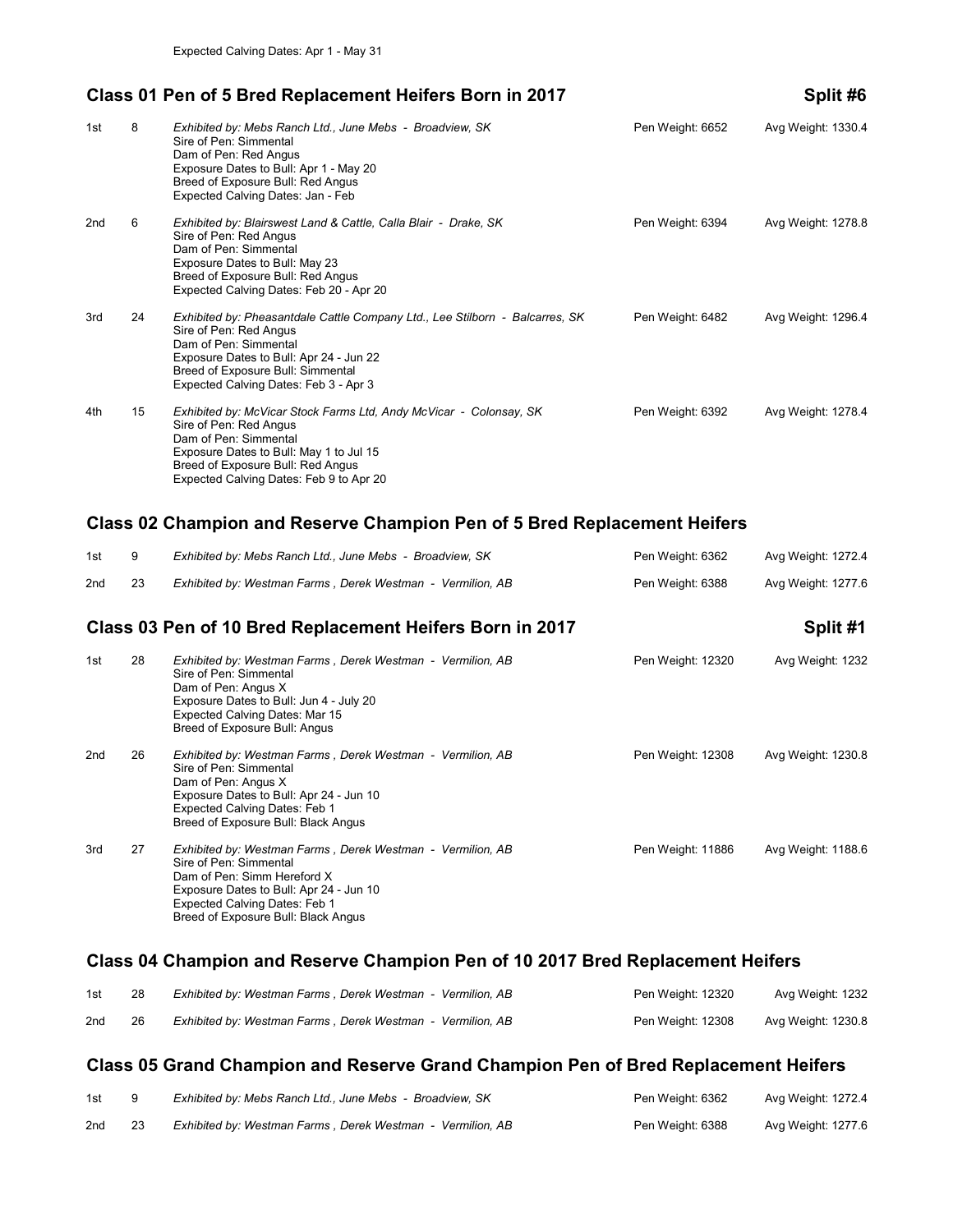Expected Calving Dates: Apr 1 - May 31

## Class 01 Pen of 5 Bred Replacement Heifers Born in 2017 — Split #6

| Place | No. | Details | Pen Weight | Avg Weight |
|---|---|---|---|---|
| 1st | 8 | *Exhibited by: Mebs Ranch Ltd., June Mebs - Broadview, SK*<br>Sire of Pen: Simmental<br>Dam of Pen: Red Angus<br>Exposure Dates to Bull: Apr 1 - May 20<br>Breed of Exposure Bull: Red Angus<br>Expected Calving Dates: Jan - Feb | Pen Weight: 6652 | Avg Weight: 1330.4 |
| 2nd | 6 | *Exhibited by: Blairswest Land & Cattle, Calla Blair - Drake, SK*<br>Sire of Pen: Red Angus<br>Dam of Pen: Simmental<br>Exposure Dates to Bull: May 23<br>Breed of Exposure Bull: Red Angus<br>Expected Calving Dates: Feb 20 - Apr 20 | Pen Weight: 6394 | Avg Weight: 1278.8 |
| 3rd | 24 | *Exhibited by: Pheasantdale Cattle Company Ltd., Lee Stilborn - Balcarres, SK*<br>Sire of Pen: Red Angus<br>Dam of Pen: Simmental<br>Exposure Dates to Bull: Apr 24 - Jun 22<br>Breed of Exposure Bull: Simmental<br>Expected Calving Dates: Feb 3 - Apr 3 | Pen Weight: 6482 | Avg Weight: 1296.4 |
| 4th | 15 | *Exhibited by: McVicar Stock Farms Ltd, Andy McVicar - Colonsay, SK*<br>Sire of Pen: Red Angus<br>Dam of Pen: Simmental<br>Exposure Dates to Bull: May 1 to Jul 15<br>Breed of Exposure Bull: Red Angus<br>Expected Calving Dates: Feb 9 to Apr 20 | Pen Weight: 6392 | Avg Weight: 1278.4 |

## Class 02 Champion and Reserve Champion Pen of 5 Bred Replacement Heifers

| Place | No. | Details | Pen Weight | Avg Weight |
|---|---|---|---|---|
| 1st | 9 | *Exhibited by: Mebs Ranch Ltd., June Mebs - Broadview, SK* | Pen Weight: 6362 | Avg Weight: 1272.4 |
| 2nd | 23 | *Exhibited by: Westman Farms , Derek Westman - Vermilion, AB* | Pen Weight: 6388 | Avg Weight: 1277.6 |

## Class 03 Pen of 10 Bred Replacement Heifers Born in 2017 — Split #1

| Place | No. | Details | Pen Weight | Avg Weight |
|---|---|---|---|---|
| 1st | 28 | *Exhibited by: Westman Farms , Derek Westman - Vermilion, AB*<br>Sire of Pen: Simmental<br>Dam of Pen: Angus X<br>Exposure Dates to Bull: Jun 4 - July 20<br>Expected Calving Dates: Mar 15<br>Breed of Exposure Bull: Angus | Pen Weight: 12320 | Avg Weight: 1232 |
| 2nd | 26 | *Exhibited by: Westman Farms , Derek Westman - Vermilion, AB*<br>Sire of Pen: Simmental<br>Dam of Pen: Angus X<br>Exposure Dates to Bull: Apr 24 - Jun 10<br>Expected Calving Dates: Feb 1<br>Breed of Exposure Bull: Black Angus | Pen Weight: 12308 | Avg Weight: 1230.8 |
| 3rd | 27 | *Exhibited by: Westman Farms , Derek Westman - Vermilion, AB*<br>Sire of Pen: Simmental<br>Dam of Pen: Simm Hereford X<br>Exposure Dates to Bull: Apr 24 - Jun 10<br>Expected Calving Dates: Feb 1<br>Breed of Exposure Bull: Black Angus | Pen Weight: 11886 | Avg Weight: 1188.6 |

## Class 04 Champion and Reserve Champion Pen of 10 2017 Bred Replacement Heifers

| Place | No. | Details | Pen Weight | Avg Weight |
|---|---|---|---|---|
| 1st | 28 | *Exhibited by: Westman Farms , Derek Westman - Vermilion, AB* | Pen Weight: 12320 | Avg Weight: 1232 |
| 2nd | 26 | *Exhibited by: Westman Farms , Derek Westman - Vermilion, AB* | Pen Weight: 12308 | Avg Weight: 1230.8 |

## Class 05 Grand Champion and Reserve Grand Champion Pen of Bred Replacement Heifers

| Place | No. | Details | Pen Weight | Avg Weight |
|---|---|---|---|---|
| 1st | 9 | *Exhibited by: Mebs Ranch Ltd., June Mebs - Broadview, SK* | Pen Weight: 6362 | Avg Weight: 1272.4 |
| 2nd | 23 | *Exhibited by: Westman Farms , Derek Westman - Vermilion, AB* | Pen Weight: 6388 | Avg Weight: 1277.6 |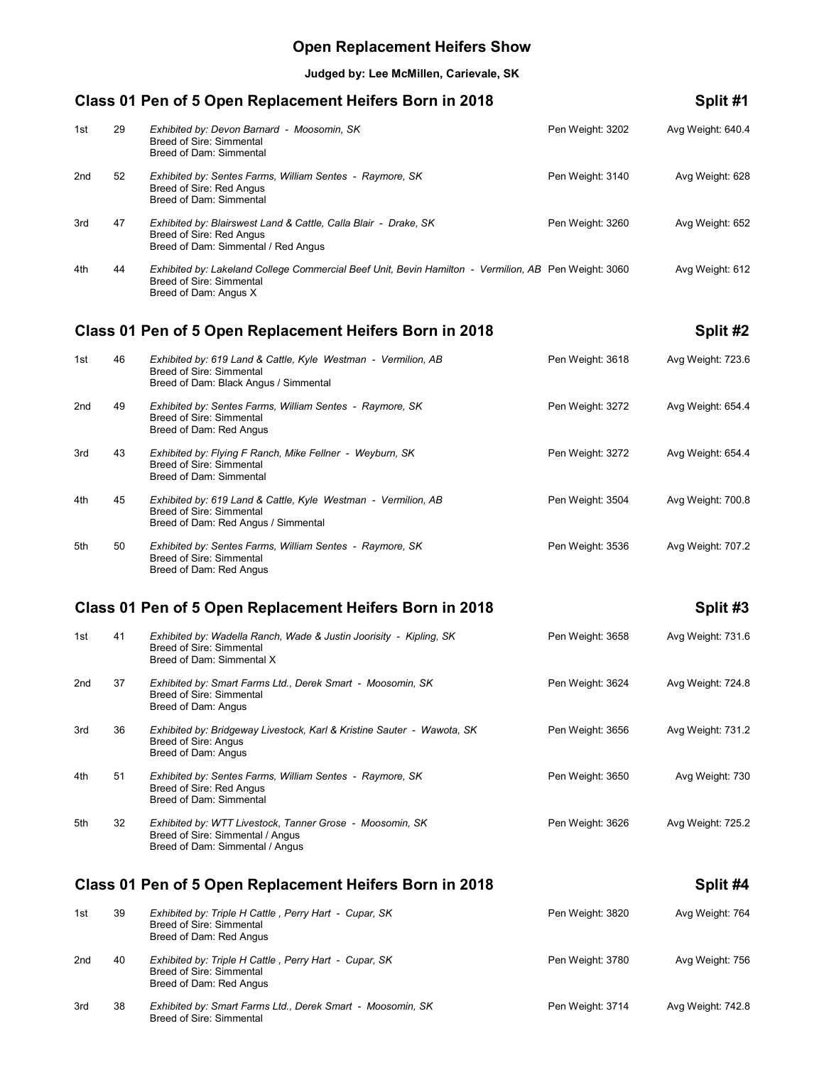# Open Replacement Heifers Show

**Judged by: Lee McMillen, Carievale, SK**

## Class 01 Pen of 5 Open Replacement Heifers Born in 2018 — Split #1

| Place | No. | Exhibitor / Breeding | Pen Weight | Avg Weight |
|---|---|---|---|---|
| 1st | 29 | *Exhibited by: Devon Barnard - Moosomin, SK*<br>Breed of Sire: Simmental<br>Breed of Dam: Simmental | Pen Weight: 3202 | Avg Weight: 640.4 |
| 2nd | 52 | *Exhibited by: Sentes Farms, William Sentes - Raymore, SK*<br>Breed of Sire: Red Angus<br>Breed of Dam: Simmental | Pen Weight: 3140 | Avg Weight: 628 |
| 3rd | 47 | *Exhibited by: Blairswest Land & Cattle, Calla Blair - Drake, SK*<br>Breed of Sire: Red Angus<br>Breed of Dam: Simmental / Red Angus | Pen Weight: 3260 | Avg Weight: 652 |
| 4th | 44 | *Exhibited by: Lakeland College Commercial Beef Unit, Bevin Hamilton - Vermilion, AB*<br>Breed of Sire: Simmental<br>Breed of Dam: Angus X | Pen Weight: 3060 | Avg Weight: 612 |

## Class 01 Pen of 5 Open Replacement Heifers Born in 2018 — Split #2

| Place | No. | Exhibitor / Breeding | Pen Weight | Avg Weight |
|---|---|---|---|---|
| 1st | 46 | *Exhibited by: 619 Land & Cattle, Kyle Westman - Vermilion, AB*<br>Breed of Sire: Simmental<br>Breed of Dam: Black Angus / Simmental | Pen Weight: 3618 | Avg Weight: 723.6 |
| 2nd | 49 | *Exhibited by: Sentes Farms, William Sentes - Raymore, SK*<br>Breed of Sire: Simmental<br>Breed of Dam: Red Angus | Pen Weight: 3272 | Avg Weight: 654.4 |
| 3rd | 43 | *Exhibited by: Flying F Ranch, Mike Fellner - Weyburn, SK*<br>Breed of Sire: Simmental<br>Breed of Dam: Simmental | Pen Weight: 3272 | Avg Weight: 654.4 |
| 4th | 45 | *Exhibited by: 619 Land & Cattle, Kyle Westman - Vermilion, AB*<br>Breed of Sire: Simmental<br>Breed of Dam: Red Angus / Simmental | Pen Weight: 3504 | Avg Weight: 700.8 |
| 5th | 50 | *Exhibited by: Sentes Farms, William Sentes - Raymore, SK*<br>Breed of Sire: Simmental<br>Breed of Dam: Red Angus | Pen Weight: 3536 | Avg Weight: 707.2 |

## Class 01 Pen of 5 Open Replacement Heifers Born in 2018 — Split #3

| Place | No. | Exhibitor / Breeding | Pen Weight | Avg Weight |
|---|---|---|---|---|
| 1st | 41 | *Exhibited by: Wadella Ranch, Wade & Justin Joorisity - Kipling, SK*<br>Breed of Sire: Simmental<br>Breed of Dam: Simmental X | Pen Weight: 3658 | Avg Weight: 731.6 |
| 2nd | 37 | *Exhibited by: Smart Farms Ltd., Derek Smart - Moosomin, SK*<br>Breed of Sire: Simmental<br>Breed of Dam: Angus | Pen Weight: 3624 | Avg Weight: 724.8 |
| 3rd | 36 | *Exhibited by: Bridgeway Livestock, Karl & Kristine Sauter - Wawota, SK*<br>Breed of Sire: Angus<br>Breed of Dam: Angus | Pen Weight: 3656 | Avg Weight: 731.2 |
| 4th | 51 | *Exhibited by: Sentes Farms, William Sentes - Raymore, SK*<br>Breed of Sire: Red Angus<br>Breed of Dam: Simmental | Pen Weight: 3650 | Avg Weight: 730 |
| 5th | 32 | *Exhibited by: WTT Livestock, Tanner Grose - Moosomin, SK*<br>Breed of Sire: Simmental / Angus<br>Breed of Dam: Simmental / Angus | Pen Weight: 3626 | Avg Weight: 725.2 |

## Class 01 Pen of 5 Open Replacement Heifers Born in 2018 — Split #4

| Place | No. | Exhibitor / Breeding | Pen Weight | Avg Weight |
|---|---|---|---|---|
| 1st | 39 | *Exhibited by: Triple H Cattle , Perry Hart - Cupar, SK*<br>Breed of Sire: Simmental<br>Breed of Dam: Red Angus | Pen Weight: 3820 | Avg Weight: 764 |
| 2nd | 40 | *Exhibited by: Triple H Cattle , Perry Hart - Cupar, SK*<br>Breed of Sire: Simmental<br>Breed of Dam: Red Angus | Pen Weight: 3780 | Avg Weight: 756 |
| 3rd | 38 | *Exhibited by: Smart Farms Ltd., Derek Smart - Moosomin, SK*<br>Breed of Sire: Simmental | Pen Weight: 3714 | Avg Weight: 742.8 |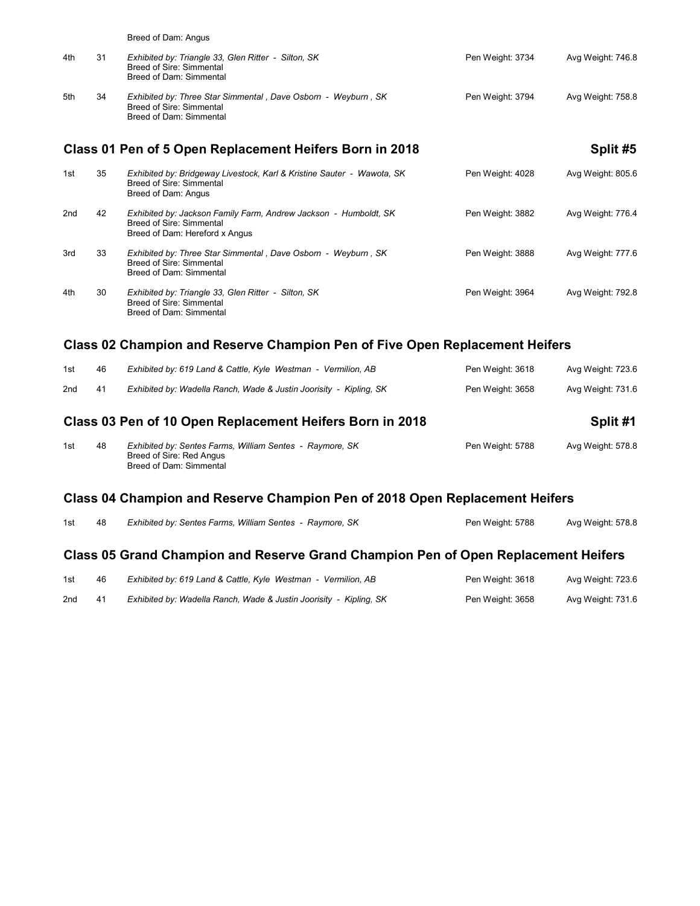| | | | | |
|---|---|---|---|---|
| | | Breed of Dam: Angus | | |
| 4th | 31 | *Exhibited by: Triangle 33, Glen Ritter - Silton, SK*<br>Breed of Sire: Simmental<br>Breed of Dam: Simmental | Pen Weight: 3734 | Avg Weight: 746.8 |
| 5th | 34 | *Exhibited by: Three Star Simmental , Dave Osborn - Weyburn , SK*<br>Breed of Sire: Simmental<br>Breed of Dam: Simmental | Pen Weight: 3794 | Avg Weight: 758.8 |

## Class 01 Pen of 5 Open Replacement Heifers Born in 2018 — Split #5

| | | | | |
|---|---|---|---|---|
| 1st | 35 | *Exhibited by: Bridgeway Livestock, Karl & Kristine Sauter - Wawota, SK*<br>Breed of Sire: Simmental<br>Breed of Dam: Angus | Pen Weight: 4028 | Avg Weight: 805.6 |
| 2nd | 42 | *Exhibited by: Jackson Family Farm, Andrew Jackson - Humboldt, SK*<br>Breed of Sire: Simmental<br>Breed of Dam: Hereford x Angus | Pen Weight: 3882 | Avg Weight: 776.4 |
| 3rd | 33 | *Exhibited by: Three Star Simmental , Dave Osborn - Weyburn , SK*<br>Breed of Sire: Simmental<br>Breed of Dam: Simmental | Pen Weight: 3888 | Avg Weight: 777.6 |
| 4th | 30 | *Exhibited by: Triangle 33, Glen Ritter - Silton, SK*<br>Breed of Sire: Simmental<br>Breed of Dam: Simmental | Pen Weight: 3964 | Avg Weight: 792.8 |

## Class 02 Champion and Reserve Champion Pen of Five Open Replacement Heifers

| | | | | |
|---|---|---|---|---|
| 1st | 46 | *Exhibited by: 619 Land & Cattle, Kyle Westman - Vermilion, AB* | Pen Weight: 3618 | Avg Weight: 723.6 |
| 2nd | 41 | *Exhibited by: Wadella Ranch, Wade & Justin Joorisity - Kipling, SK* | Pen Weight: 3658 | Avg Weight: 731.6 |

## Class 03 Pen of 10 Open Replacement Heifers Born in 2018 — Split #1

| | | | | |
|---|---|---|---|---|
| 1st | 48 | *Exhibited by: Sentes Farms, William Sentes - Raymore, SK*<br>Breed of Sire: Red Angus<br>Breed of Dam: Simmental | Pen Weight: 5788 | Avg Weight: 578.8 |

## Class 04 Champion and Reserve Champion Pen of 2018 Open Replacement Heifers

| | | | | |
|---|---|---|---|---|
| 1st | 48 | *Exhibited by: Sentes Farms, William Sentes - Raymore, SK* | Pen Weight: 5788 | Avg Weight: 578.8 |

## Class 05 Grand Champion and Reserve Grand Champion Pen of Open Replacement Heifers

| | | | | |
|---|---|---|---|---|
| 1st | 46 | *Exhibited by: 619 Land & Cattle, Kyle Westman - Vermilion, AB* | Pen Weight: 3618 | Avg Weight: 723.6 |
| 2nd | 41 | *Exhibited by: Wadella Ranch, Wade & Justin Joorisity - Kipling, SK* | Pen Weight: 3658 | Avg Weight: 731.6 |